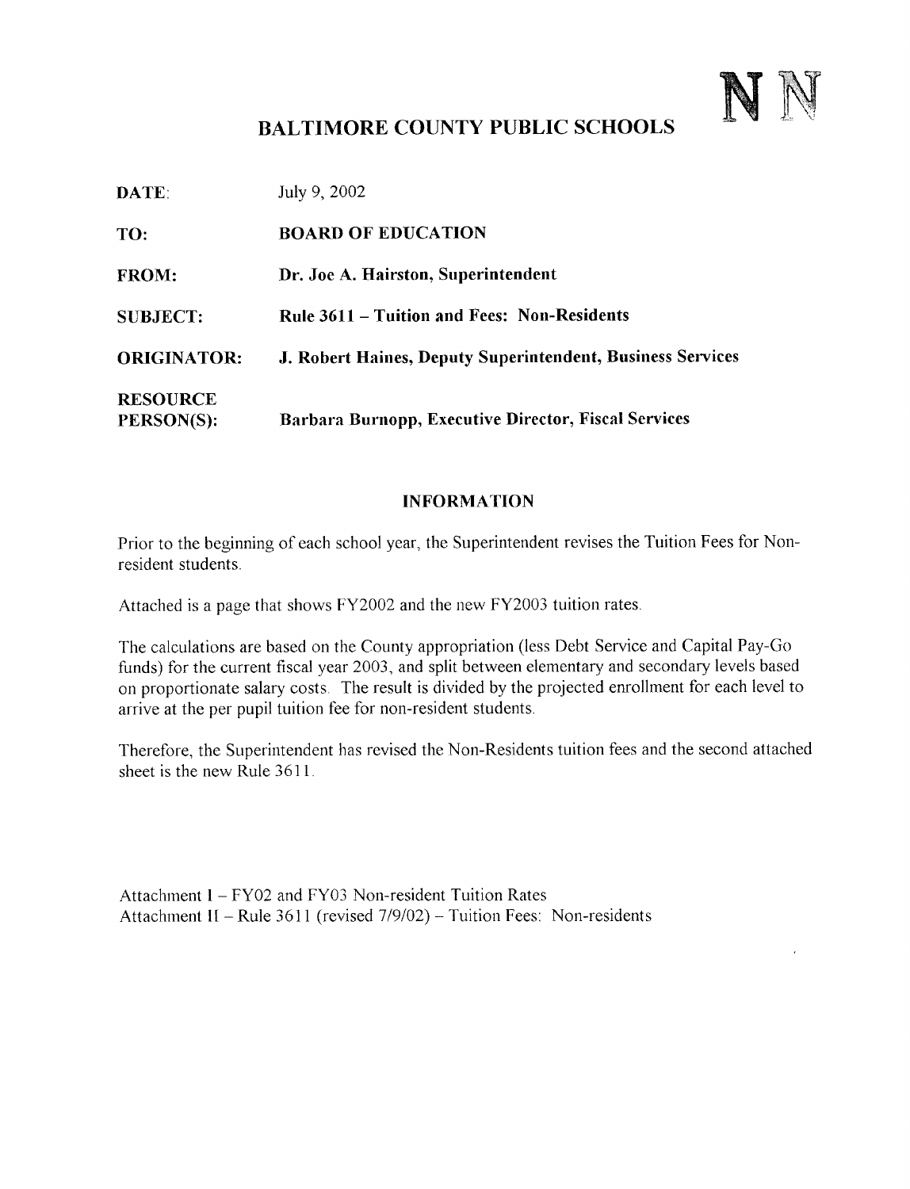# BALTIMORE COUNTY PUBLIC SCHOOLS

N N

**DATE:** July 9, 2002

**TO:** **BOARD OF EDUCATION**

**FROM:** **Dr. Joe A. Hairston, Superintendent**

**SUBJECT:** **Rule 3611 – Tuition and Fees: Non-Residents**

**ORIGINATOR:** **J. Robert Haines, Deputy Superintendent, Business Services**

**RESOURCE PERSON(S):** **Barbara Burnopp, Executive Director, Fiscal Services**

## INFORMATION

Prior to the beginning of each school year, the Superintendent revises the Tuition Fees for Non-resident students.

Attached is a page that shows FY2002 and the new FY2003 tuition rates.

The calculations are based on the County appropriation (less Debt Service and Capital Pay-Go funds) for the current fiscal year 2003, and split between elementary and secondary levels based on proportionate salary costs. The result is divided by the projected enrollment for each level to arrive at the per pupil tuition fee for non-resident students.

Therefore, the Superintendent has revised the Non-Residents tuition fees and the second attached sheet is the new Rule 3611.

Attachment I – FY02 and FY03 Non-resident Tuition Rates
Attachment II – Rule 3611 (revised 7/9/02) – Tuition Fees: Non-residents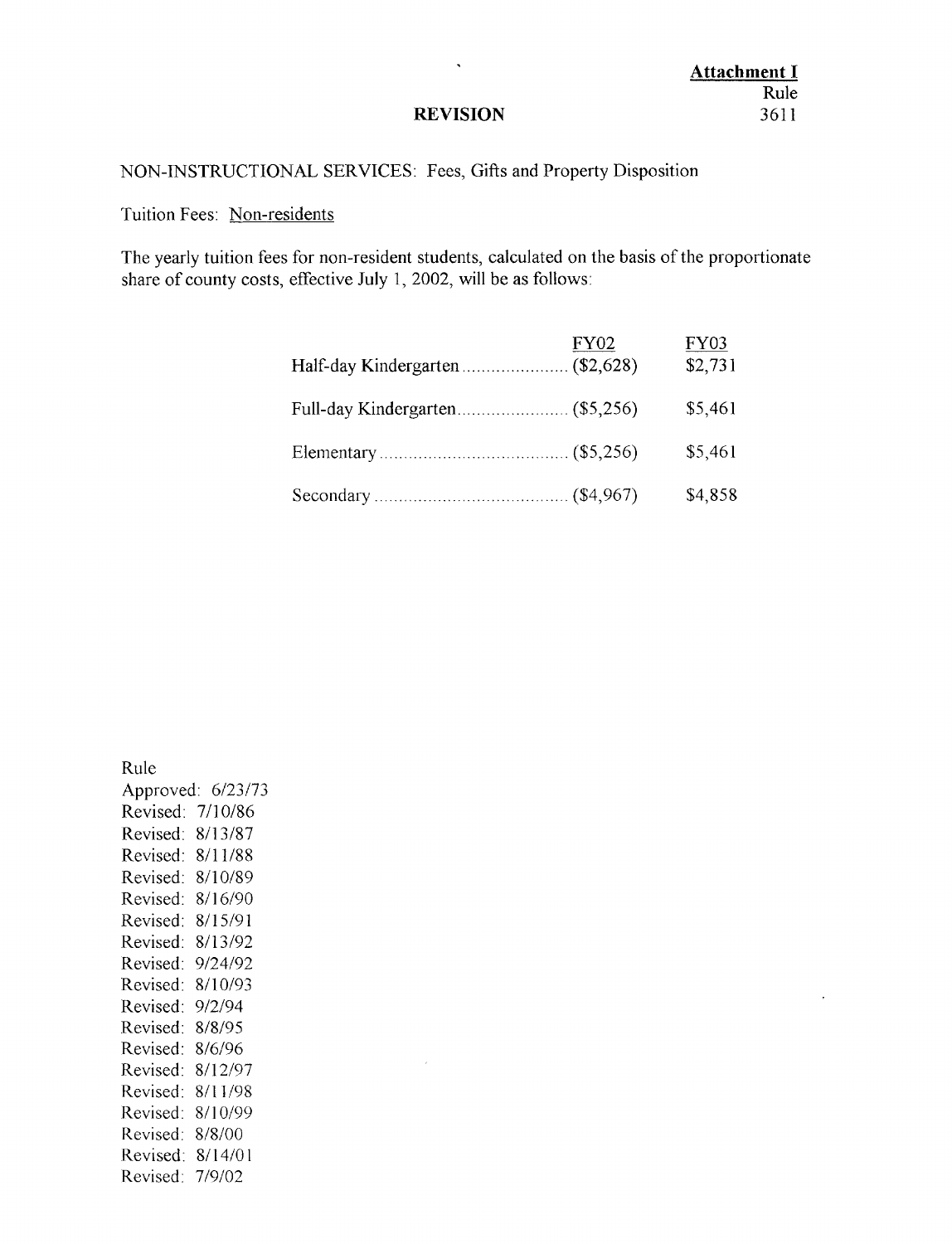**Attachment I**
Rule
3611

**REVISION**

NON-INSTRUCTIONAL SERVICES: Fees, Gifts and Property Disposition

Tuition Fees: Non-residents

The yearly tuition fees for non-resident students, calculated on the basis of the proportionate share of county costs, effective July 1, 2002, will be as follows:

| | FY02 | FY03 |
|---|---|---|
| Half-day Kindergarten | ($2,628) | $2,731 |
| Full-day Kindergarten | ($5,256) | $5,461 |
| Elementary | ($5,256) | $5,461 |
| Secondary | ($4,967) | $4,858 |

Rule
Approved: 6/23/73
Revised: 7/10/86
Revised: 8/13/87
Revised: 8/11/88
Revised: 8/10/89
Revised: 8/16/90
Revised: 8/15/91
Revised: 8/13/92
Revised: 9/24/92
Revised: 8/10/93
Revised: 9/2/94
Revised: 8/8/95
Revised: 8/6/96
Revised: 8/12/97
Revised: 8/11/98
Revised: 8/10/99
Revised: 8/8/00
Revised: 8/14/01
Revised: 7/9/02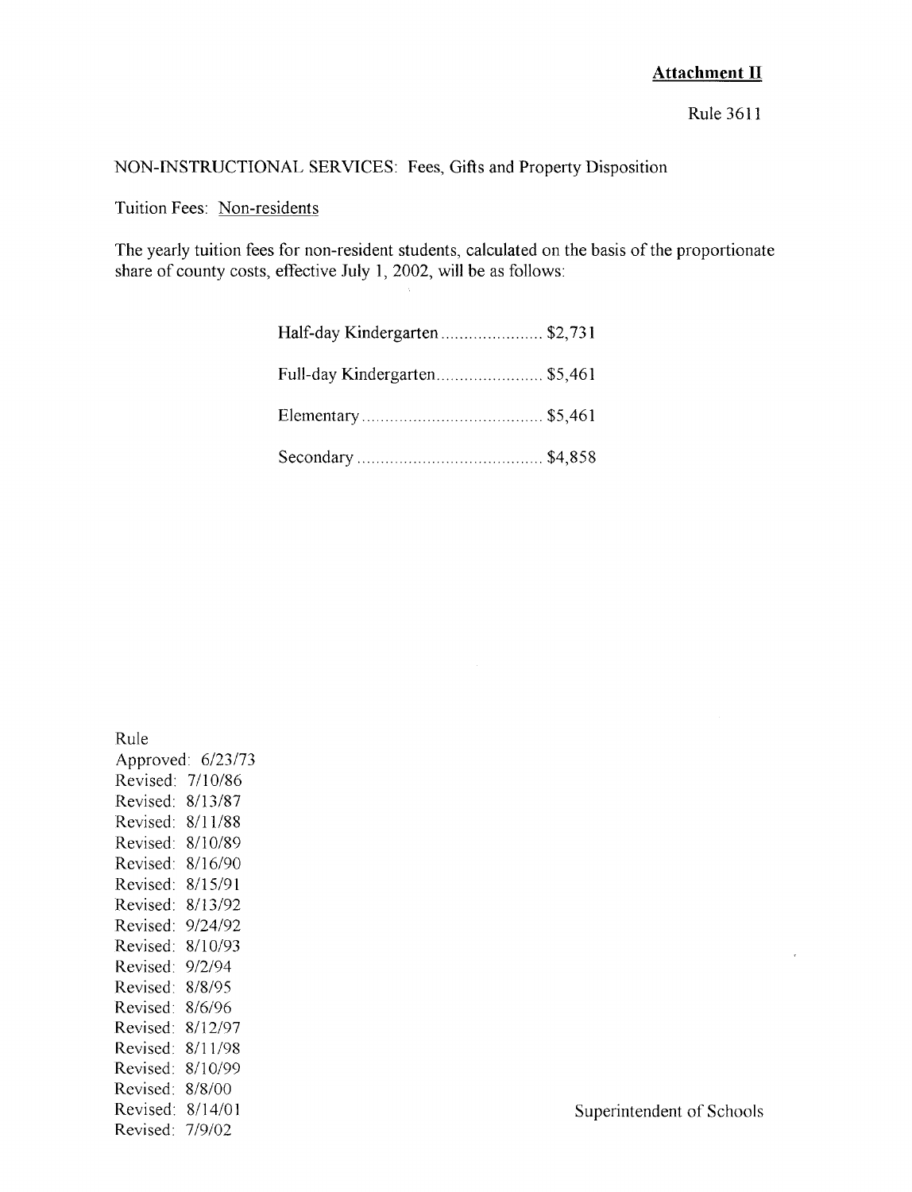**Attachment II**

Rule 3611

NON-INSTRUCTIONAL SERVICES: Fees, Gifts and Property Disposition

Tuition Fees: Non-residents

The yearly tuition fees for non-resident students, calculated on the basis of the proportionate share of county costs, effective July 1, 2002, will be as follows:

| | |
|---|---|
| Half-day Kindergarten | $2,731 |
| Full-day Kindergarten | $5,461 |
| Elementary | $5,461 |
| Secondary | $4,858 |

Rule
Approved: 6/23/73
Revised: 7/10/86
Revised: 8/13/87
Revised: 8/11/88
Revised: 8/10/89
Revised: 8/16/90
Revised: 8/15/91
Revised: 8/13/92
Revised: 9/24/92
Revised: 8/10/93
Revised: 9/2/94
Revised: 8/8/95
Revised: 8/6/96
Revised: 8/12/97
Revised: 8/11/98
Revised: 8/10/99
Revised: 8/8/00
Revised: 8/14/01
Revised: 7/9/02

Superintendent of Schools